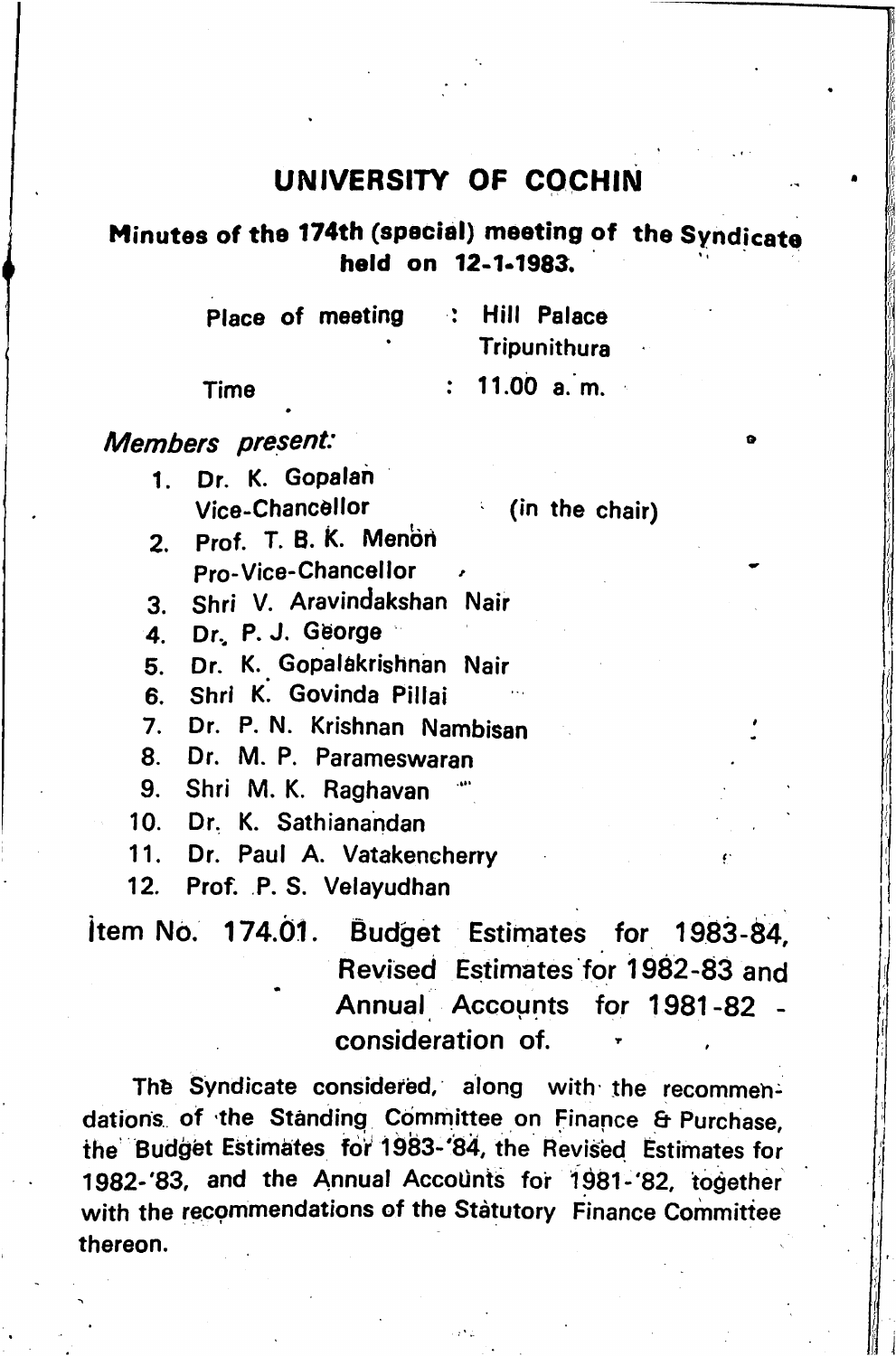# UNIVERSITY OF COCHIN

## Minutes of the 174th (special) meeting of the Syndicate held on 12-1-1983.

Place of meeting : Hill Palace
Tripunithura

Time : 11.00 a. m.

*Members present:*

1. Dr. K. Gopalan
   Vice-Chancellor (in the chair)
2. Prof. T. B. K. Menon
   Pro-Vice-Chancellor
3. Shri V. Aravindakshan Nair
4. Dr. P. J. George
5. Dr. K. Gopalakrishnan Nair
6. Shri K. Govinda Pillai
7. Dr. P. N. Krishnan Nambisan
8. Dr. M. P. Parameswaran
9. Shri M. K. Raghavan
10. Dr. K. Sathianandan
11. Dr. Paul A. Vatakencherry
12. Prof. P. S. Velayudhan

**Item No. 174.01. Budget Estimates for 1983-84, Revised Estimates for 1982-83 and Annual Accounts for 1981-82 - consideration of.**

The Syndicate considered, along with the recommendations of the Standing Committee on Finance & Purchase, the Budget Estimates for 1983-'84, the Revised Estimates for 1982-'83, and the Annual Accounts for 1981-'82, together with the recommendations of the Statutory Finance Committee thereon.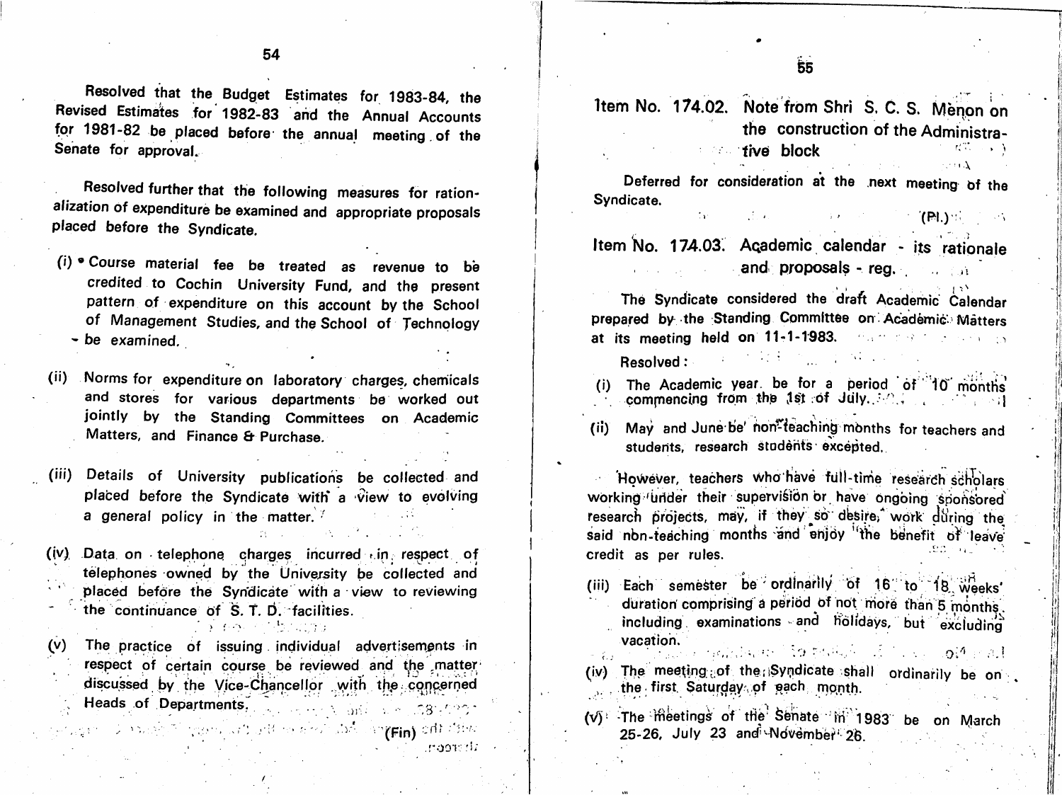Resolved that the Budget Estimates for 1983-84, the Revised Estimates for 1982-83 and the Annual Accounts for 1981-82 be placed before the annual meeting of the Senate for approval.

Resolved further that the following measures for rationalization of expenditure be examined and appropriate proposals placed before the Syndicate.

(i) Course material fee be treated as revenue to be credited to Cochin University Fund, and the present pattern of expenditure on this account by the School of Management Studies, and the School of Technology be examined.

(ii) Norms for expenditure on laboratory charges, chemicals and stores for various departments be worked out jointly by the Standing Committees on Academic Matters, and Finance & Purchase.

(iii) Details of University publications be collected and placed before the Syndicate with a view to evolving a general policy in the matter.

(iv) Data on telephone charges incurred in respect of telephones owned by the University be collected and placed before the Syndicate with a view to reviewing the continuance of S. T. D. facilities.

(v) The practice of issuing individual advertisements in respect of certain course be reviewed and the matter discussed by the Vice-Chancellor with the concerned Heads of Departments.

(Fin)

**Item No. 174.02. Note from Shri S. C. S. Menon on the construction of the Administrative block**

Deferred for consideration at the next meeting of the Syndicate.

(Pl.)

**Item No. 174.03. Academic calendar - its rationale and proposals - reg.**

The Syndicate considered the draft Academic Calendar prepared by the Standing Committee on Academic Matters at its meeting held on 11-1-1983.

Resolved:

(i) The Academic year be for a period of 10 months commencing from the 1st of July.

(ii) May and June be non-teaching months for teachers and students, research students excepted.

However, teachers who have full-time research scholars working under their supervision or have ongoing sponsored research projects, may, if they so desire, work during the said non-teaching months and enjoy the benefit of leave credit as per rules.

(iii) Each semester be ordinarily of 16 to 18 weeks' duration comprising a period of not more than 5 months, including examinations and holidays, but excluding vacation.

(iv) The meeting of the Syndicate shall ordinarily be on the first Saturday of each month.

(v) The meetings of the Senate in 1983 be on March 25-26, July 23 and November 26.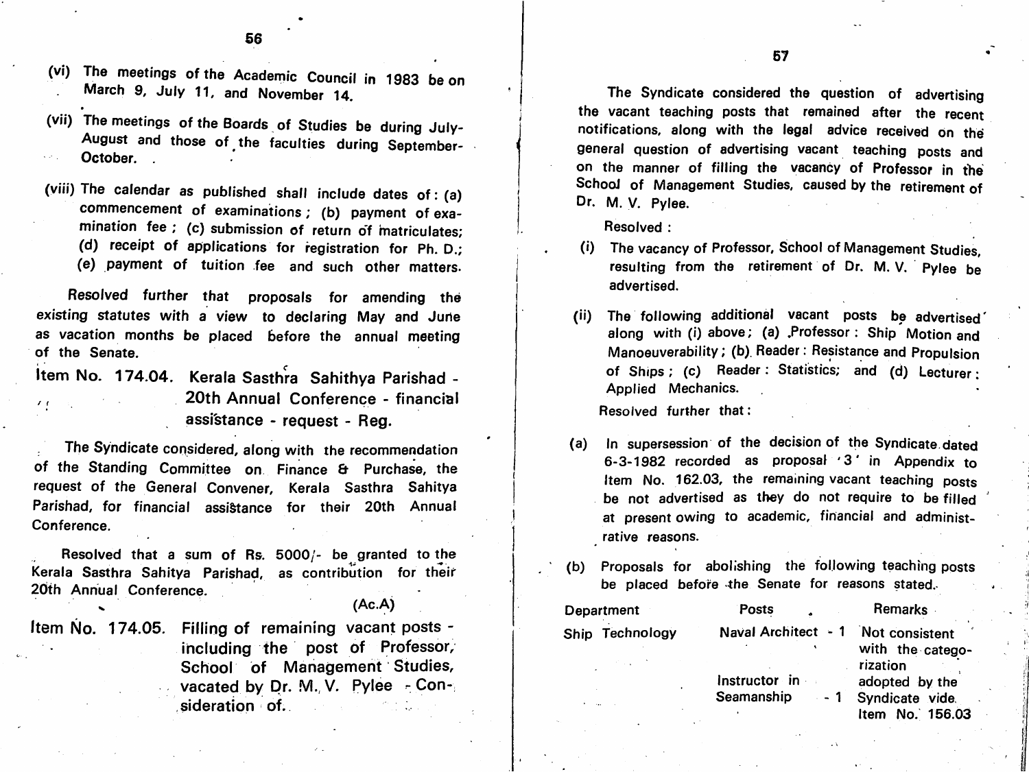(vi) The meetings of the Academic Council in 1983 be on March 9, July 11, and November 14.

(vii) The meetings of the Boards of Studies be during July-August and those of the faculties during September-October.

(viii) The calendar as published shall include dates of: (a) commencement of examinations; (b) payment of examination fee; (c) submission of return of matriculates; (d) receipt of applications for registration for Ph. D.; (e) payment of tuition fee and such other matters.

Resolved further that proposals for amending the existing statutes with a view to declaring May and June as vacation months be placed before the annual meeting of the Senate.

**Item No. 174.04. Kerala Sasthra Sahithya Parishad - 20th Annual Conference - financial assistance - request - Reg.**

The Syndicate considered, along with the recommendation of the Standing Committee on Finance & Purchase, the request of the General Convener, Kerala Sasthra Sahitya Parishad, for financial assistance for their 20th Annual Conference.

Resolved that a sum of Rs. 5000/- be granted to the Kerala Sasthra Sahitya Parishad, as contribution for their 20th Annual Conference.

(Ac.A)

**Item No. 174.05. Filling of remaining vacant posts - including the post of Professor, School of Management Studies, vacated by Dr. M. V. Pylee - Consideration of.**

The Syndicate considered the question of advertising the vacant teaching posts that remained after the recent notifications, along with the legal advice received on the general question of advertising vacant teaching posts and on the manner of filling the vacancy of Professor in the School of Management Studies, caused by the retirement of Dr. M. V. Pylee.

Resolved :

(i) The vacancy of Professor, School of Management Studies, resulting from the retirement of Dr. M. V. Pylee be advertised.

(ii) The following additional vacant posts be advertised along with (i) above; (a) Professor : Ship Motion and Manoeuverability; (b) Reader : Resistance and Propulsion of Ships; (c) Reader : Statistics; and (d) Lecturer : Applied Mechanics.

Resolved further that:

(a) In supersession of the decision of the Syndicate dated 6-3-1982 recorded as proposal '3' in Appendix to Item No. 162.03, the remaining vacant teaching posts be not advertised as they do not require to be filled at present owing to academic, financial and administrative reasons.

(b) Proposals for abolishing the following teaching posts be placed before the Senate for reasons stated.

| Department | Posts | Remarks |
|---|---|---|
| Ship Technology | Naval Architect - 1 | Not consistent with the categorization adopted by the Syndicate vide Item No. 156.03 |
| | Instructor in Seamanship - 1 | |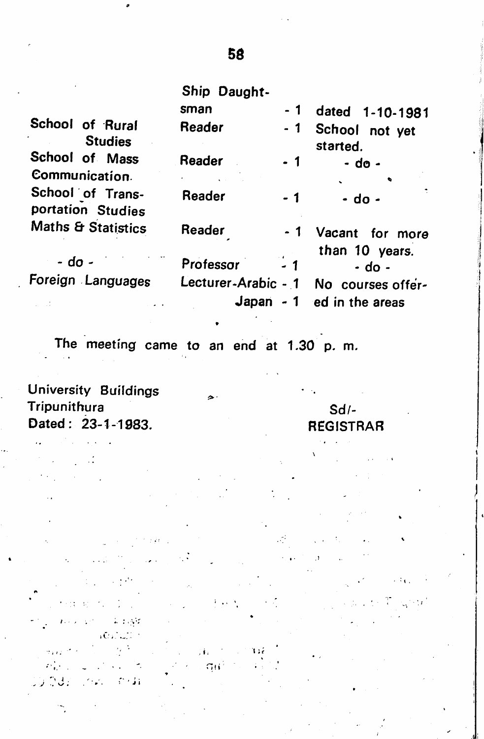| | | | |
|---|---|---|---|
| | Ship Daughtsman | - 1 | dated 1-10-1981 |
| School of Rural Studies | Reader | - 1 | School not yet started. |
| School of Mass Communication. | Reader | - 1 | - do - |
| School of Transportation Studies | Reader | - 1 | - do - |
| Maths & Statistics | Reader | - 1 | Vacant for more than 10 years. |
| - do - | Professor | - 1 | - do - |
| Foreign Languages | Lecturer-Arabic | - 1 | No courses offered in the areas |
| | Japan | - 1 | |

The meeting came to an end at 1.30 p. m.

University Buildings
Tripunithura
Dated: 23-1-1983.

Sd/-
REGISTRAR